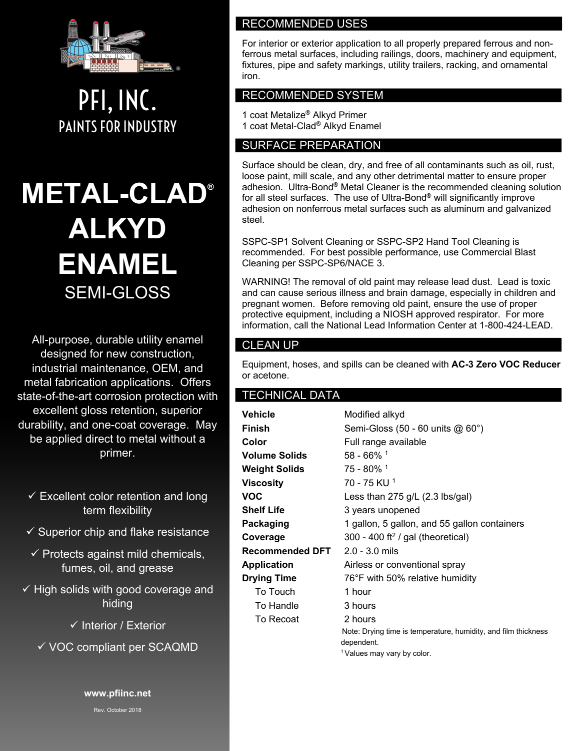PFI, INC.
PAINTS FOR INDUSTRY

# METAL-CLAD® ALKYD ENAMEL

## SEMI-GLOSS

All-purpose, durable utility enamel designed for new construction, industrial maintenance, OEM, and metal fabrication applications. Offers state-of-the-art corrosion protection with excellent gloss retention, superior durability, and one-coat coverage. May be applied direct to metal without a primer.

- ✓ Excellent color retention and long term flexibility
- ✓ Superior chip and flake resistance
- ✓ Protects against mild chemicals, fumes, oil, and grease
- ✓ High solids with good coverage and hiding
- ✓ Interior / Exterior
- ✓ VOC compliant per SCAQMD

www.pfiinc.net

Rev. October 2018

## RECOMMENDED USES

For interior or exterior application to all properly prepared ferrous and non-ferrous metal surfaces, including railings, doors, machinery and equipment, fixtures, pipe and safety markings, utility trailers, racking, and ornamental iron.

## RECOMMENDED SYSTEM

1 coat Metalize® Alkyd Primer
1 coat Metal-Clad® Alkyd Enamel

## SURFACE PREPARATION

Surface should be clean, dry, and free of all contaminants such as oil, rust, loose paint, mill scale, and any other detrimental matter to ensure proper adhesion. Ultra-Bond® Metal Cleaner is the recommended cleaning solution for all steel surfaces. The use of Ultra-Bond® will significantly improve adhesion on nonferrous metal surfaces such as aluminum and galvanized steel.

SSPC-SP1 Solvent Cleaning or SSPC-SP2 Hand Tool Cleaning is recommended. For best possible performance, use Commercial Blast Cleaning per SSPC-SP6/NACE 3.

WARNING! The removal of old paint may release lead dust. Lead is toxic and can cause serious illness and brain damage, especially in children and pregnant women. Before removing old paint, ensure the use of proper protective equipment, including a NIOSH approved respirator. For more information, call the National Lead Information Center at 1-800-424-LEAD.

## CLEAN UP

Equipment, hoses, and spills can be cleaned with **AC-3 Zero VOC Reducer** or acetone.

## TECHNICAL DATA

| | |
|---|---|
| **Vehicle** | Modified alkyd |
| **Finish** | Semi-Gloss (50 - 60 units @ 60°) |
| **Color** | Full range available |
| **Volume Solids** | 58 - 66% [1] |
| **Weight Solids** | 75 - 80% [1] |
| **Viscosity** | 70 - 75 KU [1] |
| **VOC** | Less than 275 g/L (2.3 lbs/gal) |
| **Shelf Life** | 3 years unopened |
| **Packaging** | 1 gallon, 5 gallon, and 55 gallon containers |
| **Coverage** | 300 - 400 $ft^2$ / gal (theoretical) |
| **Recommended DFT** | 2.0 - 3.0 mils |
| **Application** | Airless or conventional spray |
| **Drying Time** | 76°F with 50% relative humidity |
| To Touch | 1 hour |
| To Handle | 3 hours |
| To Recoat | 2 hours |

Note: Drying time is temperature, humidity, and film thickness dependent.

[1] Values may vary by color.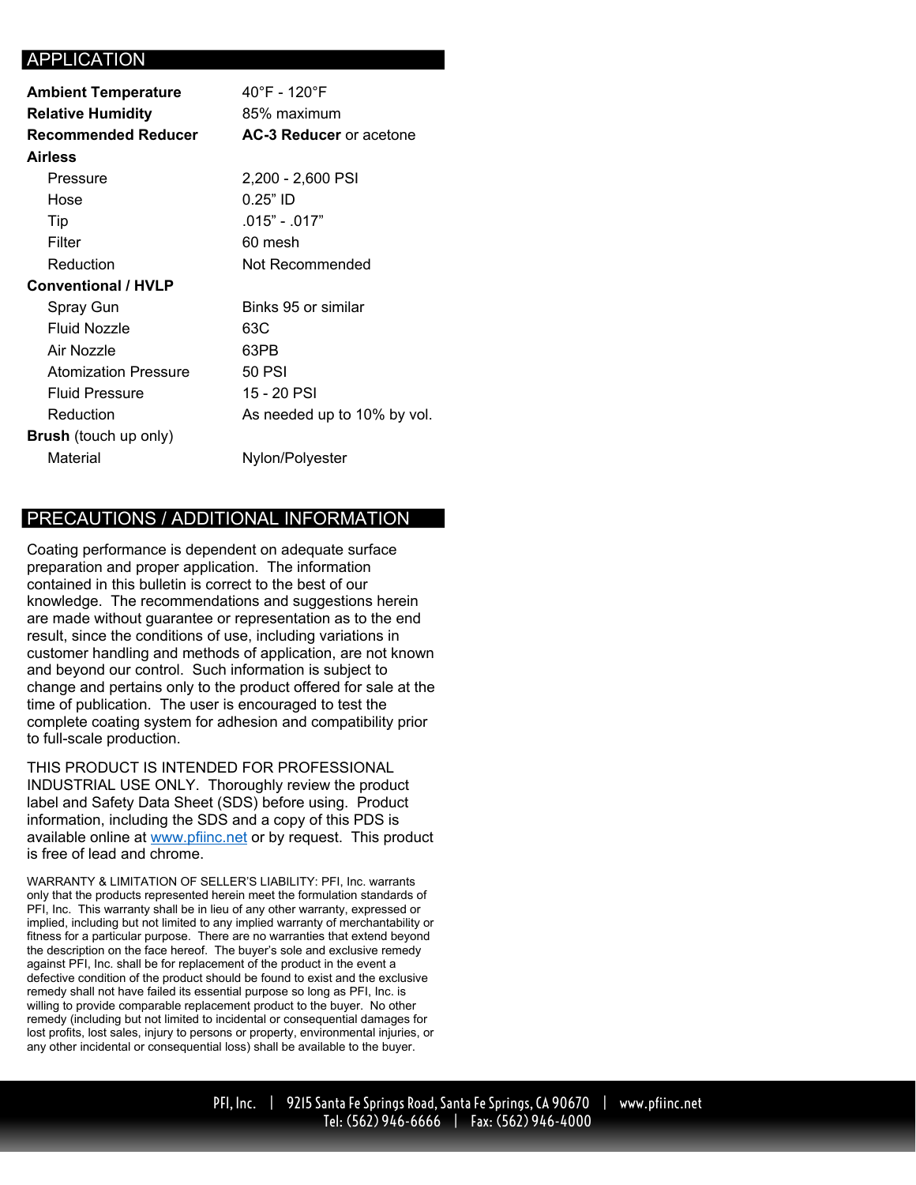## APPLICATION

| | |
|---|---|
| **Ambient Temperature** | 40°F - 120°F |
| **Relative Humidity** | 85% maximum |
| **Recommended Reducer** | **AC-3 Reducer** or acetone |
| **Airless** | |
| Pressure | 2,200 - 2,600 PSI |
| Hose | 0.25" ID |
| Tip | .015" - .017" |
| Filter | 60 mesh |
| Reduction | Not Recommended |
| **Conventional / HVLP** | |
| Spray Gun | Binks 95 or similar |
| Fluid Nozzle | 63C |
| Air Nozzle | 63PB |
| Atomization Pressure | 50 PSI |
| Fluid Pressure | 15 - 20 PSI |
| Reduction | As needed up to 10% by vol. |
| **Brush** (touch up only) | |
| Material | Nylon/Polyester |

## PRECAUTIONS / ADDITIONAL INFORMATION

Coating performance is dependent on adequate surface preparation and proper application. The information contained in this bulletin is correct to the best of our knowledge. The recommendations and suggestions herein are made without guarantee or representation as to the end result, since the conditions of use, including variations in customer handling and methods of application, are not known and beyond our control. Such information is subject to change and pertains only to the product offered for sale at the time of publication. The user is encouraged to test the complete coating system for adhesion and compatibility prior to full-scale production.

THIS PRODUCT IS INTENDED FOR PROFESSIONAL INDUSTRIAL USE ONLY. Thoroughly review the product label and Safety Data Sheet (SDS) before using. Product information, including the SDS and a copy of this PDS is available online at www.pfiinc.net or by request. This product is free of lead and chrome.

WARRANTY & LIMITATION OF SELLER'S LIABILITY: PFI, Inc. warrants only that the products represented herein meet the formulation standards of PFI, Inc. This warranty shall be in lieu of any other warranty, expressed or implied, including but not limited to any implied warranty of merchantability or fitness for a particular purpose. There are no warranties that extend beyond the description on the face hereof. The buyer's sole and exclusive remedy against PFI, Inc. shall be for replacement of the product in the event a defective condition of the product should be found to exist and the exclusive remedy shall not have failed its essential purpose so long as PFI, Inc. is willing to provide comparable replacement product to the buyer. No other remedy (including but not limited to incidental or consequential damages for lost profits, lost sales, injury to persons or property, environmental injuries, or any other incidental or consequential loss) shall be available to the buyer.

PFI, Inc. | 9215 Santa Fe Springs Road, Santa Fe Springs, CA 90670 | www.pfiinc.net
Tel: (562) 946-6666 | Fax: (562) 946-4000